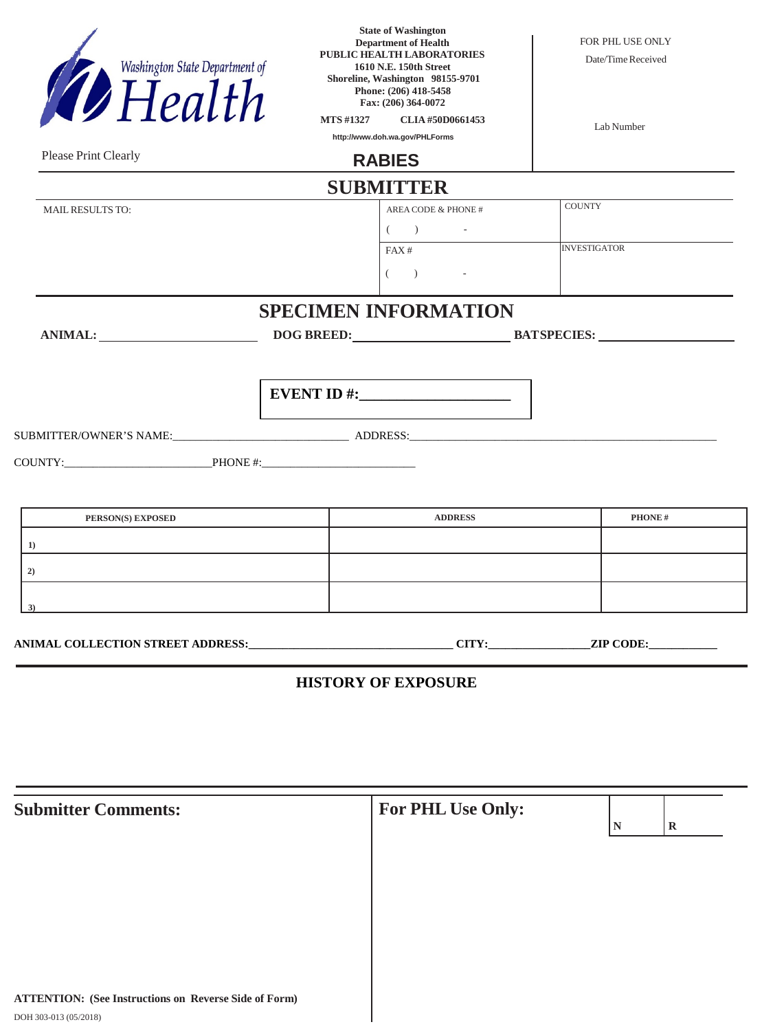Washington State Department of Health

**State of Washington**
**Department of Health**
**PUBLIC HEALTH LABORATORIES**
**1610 N.E. 150th Street**
**Shoreline, Washington 98155-9701**
**Phone: (206) 418-5458**
**Fax: (206) 364-0072**

**MTS #1327** **CLIA #50D0661453**

**http://www.doh.wa.gov/PHLForms**

FOR PHL USE ONLY

Date/Time Received

Lab Number

Please Print Clearly

# RABIES

## SUBMITTER

| MAIL RESULTS TO: | AREA CODE & PHONE # ( ) - | COUNTY |
|---|---|---|
| | FAX # ( ) - | INVESTIGATOR |

## SPECIMEN INFORMATION

**ANIMAL:** ______________________ **DOG BREED:** ______________________ **BAT SPECIES:** ______________________

**EVENT ID #:** ____________________

SUBMITTER/OWNER'S NAME: ______________________________ ADDRESS: ______________________________

COUNTY: __________________________ PHONE #: __________________________

| PERSON(S) EXPOSED | ADDRESS | PHONE # |
|---|---|---|
| 1) | | |
| 2) | | |
| 3) | | |

**ANIMAL COLLECTION STREET ADDRESS:** ______________________________ **CITY:** ________________ **ZIP CODE:** ___________

**HISTORY OF EXPOSURE**

**Submitter Comments:**

**For PHL Use Only:**

| N | R |
|---|---|

**ATTENTION: (See Instructions on Reverse Side of Form)**

DOH 303-013 (05/2018)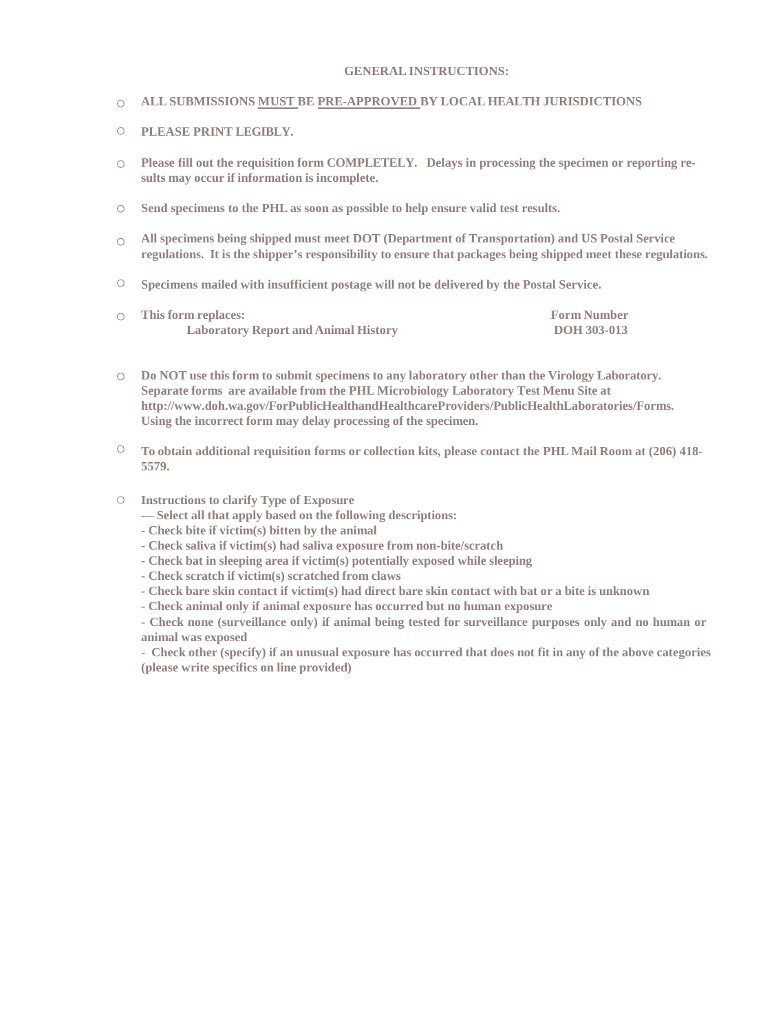## GENERAL INSTRUCTIONS:

- **ALL SUBMISSIONS MUST BE PRE-APPROVED BY LOCAL HEALTH JURISDICTIONS**
- **PLEASE PRINT LEGIBLY.**
- **Please fill out the requisition form COMPLETELY. Delays in processing the specimen or reporting results may occur if information is incomplete.**
- **Send specimens to the PHL as soon as possible to help ensure valid test results.**
- **All specimens being shipped must meet DOT (Department of Transportation) and US Postal Service regulations. It is the shipper's responsibility to ensure that packages being shipped meet these regulations.**
- **Specimens mailed with insufficient postage will not be delivered by the Postal Service.**
- **This form replaces:**

| This form replaces: | Form Number |
| --- | --- |
| Laboratory Report and Animal History | DOH 303-013 |

- **Do NOT use this form to submit specimens to any laboratory other than the Virology Laboratory. Separate forms are available from the PHL Microbiology Laboratory Test Menu Site at http://www.doh.wa.gov/ForPublicHealthandHealthcareProviders/PublicHealthLaboratories/Forms. Using the incorrect form may delay processing of the specimen.**
- **To obtain additional requisition forms or collection kits, please contact the PHL Mail Room at (206) 418-5579.**
- **Instructions to clarify Type of Exposure**
  **— Select all that apply based on the following descriptions:**
  **- Check bite if victim(s) bitten by the animal**
  **- Check saliva if victim(s) had saliva exposure from non-bite/scratch**
  **- Check bat in sleeping area if victim(s) potentially exposed while sleeping**
  **- Check scratch if victim(s) scratched from claws**
  **- Check bare skin contact if victim(s) had direct bare skin contact with bat or a bite is unknown**
  **- Check animal only if animal exposure has occurred but no human exposure**
  **- Check none (surveillance only) if animal being tested for surveillance purposes only and no human or animal was exposed**
  **- Check other (specify) if an unusual exposure has occurred that does not fit in any of the above categories (please write specifics on line provided)**